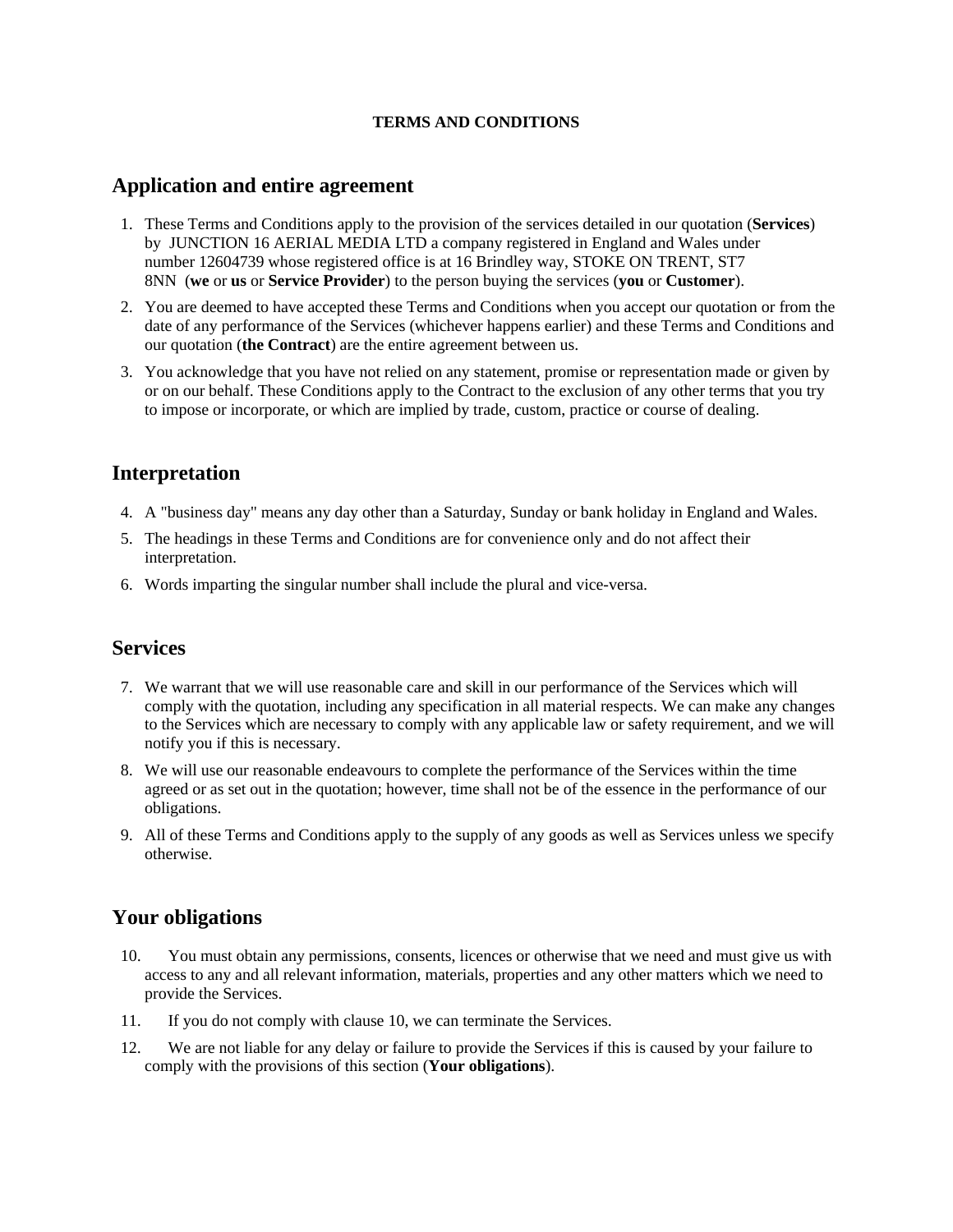**TERMS AND CONDITIONS**

## Application and entire agreement

1. These Terms and Conditions apply to the provision of the services detailed in our quotation (**Services**) by JUNCTION 16 AERIAL MEDIA LTD a company registered in England and Wales under number 12604739 whose registered office is at 16 Brindley way, STOKE ON TRENT, ST7 8NN (**we** or **us** or **Service Provider**) to the person buying the services (**you** or **Customer**).
2. You are deemed to have accepted these Terms and Conditions when you accept our quotation or from the date of any performance of the Services (whichever happens earlier) and these Terms and Conditions and our quotation (**the Contract**) are the entire agreement between us.
3. You acknowledge that you have not relied on any statement, promise or representation made or given by or on our behalf. These Conditions apply to the Contract to the exclusion of any other terms that you try to impose or incorporate, or which are implied by trade, custom, practice or course of dealing.

## Interpretation

4. A "business day" means any day other than a Saturday, Sunday or bank holiday in England and Wales.
5. The headings in these Terms and Conditions are for convenience only and do not affect their interpretation.
6. Words imparting the singular number shall include the plural and vice-versa.

## Services

7. We warrant that we will use reasonable care and skill in our performance of the Services which will comply with the quotation, including any specification in all material respects. We can make any changes to the Services which are necessary to comply with any applicable law or safety requirement, and we will notify you if this is necessary.
8. We will use our reasonable endeavours to complete the performance of the Services within the time agreed or as set out in the quotation; however, time shall not be of the essence in the performance of our obligations.
9. All of these Terms and Conditions apply to the supply of any goods as well as Services unless we specify otherwise.

## Your obligations

10. You must obtain any permissions, consents, licences or otherwise that we need and must give us with access to any and all relevant information, materials, properties and any other matters which we need to provide the Services.
11. If you do not comply with clause 10, we can terminate the Services.
12. We are not liable for any delay or failure to provide the Services if this is caused by your failure to comply with the provisions of this section (**Your obligations**).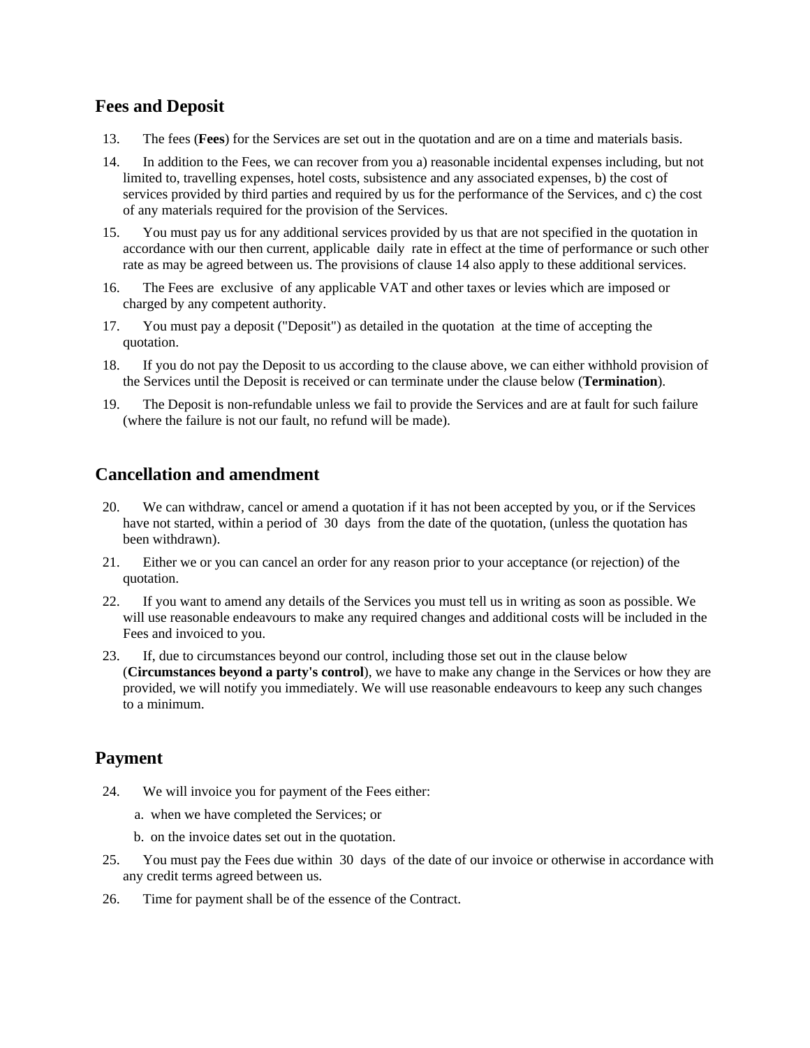## Fees and Deposit

13. The fees (**Fees**) for the Services are set out in the quotation and are on a time and materials basis.
14. In addition to the Fees, we can recover from you a) reasonable incidental expenses including, but not limited to, travelling expenses, hotel costs, subsistence and any associated expenses, b) the cost of services provided by third parties and required by us for the performance of the Services, and c) the cost of any materials required for the provision of the Services.
15. You must pay us for any additional services provided by us that are not specified in the quotation in accordance with our then current, applicable daily rate in effect at the time of performance or such other rate as may be agreed between us. The provisions of clause 14 also apply to these additional services.
16. The Fees are exclusive of any applicable VAT and other taxes or levies which are imposed or charged by any competent authority.
17. You must pay a deposit ("Deposit") as detailed in the quotation at the time of accepting the quotation.
18. If you do not pay the Deposit to us according to the clause above, we can either withhold provision of the Services until the Deposit is received or can terminate under the clause below (**Termination**).
19. The Deposit is non-refundable unless we fail to provide the Services and are at fault for such failure (where the failure is not our fault, no refund will be made).

## Cancellation and amendment

20. We can withdraw, cancel or amend a quotation if it has not been accepted by you, or if the Services have not started, within a period of 30 days from the date of the quotation, (unless the quotation has been withdrawn).
21. Either we or you can cancel an order for any reason prior to your acceptance (or rejection) of the quotation.
22. If you want to amend any details of the Services you must tell us in writing as soon as possible. We will use reasonable endeavours to make any required changes and additional costs will be included in the Fees and invoiced to you.
23. If, due to circumstances beyond our control, including those set out in the clause below (**Circumstances beyond a party's control**), we have to make any change in the Services or how they are provided, we will notify you immediately. We will use reasonable endeavours to keep any such changes to a minimum.

## Payment

24. We will invoice you for payment of the Fees either:
    a. when we have completed the Services; or
    b. on the invoice dates set out in the quotation.
25. You must pay the Fees due within 30 days of the date of our invoice or otherwise in accordance with any credit terms agreed between us.
26. Time for payment shall be of the essence of the Contract.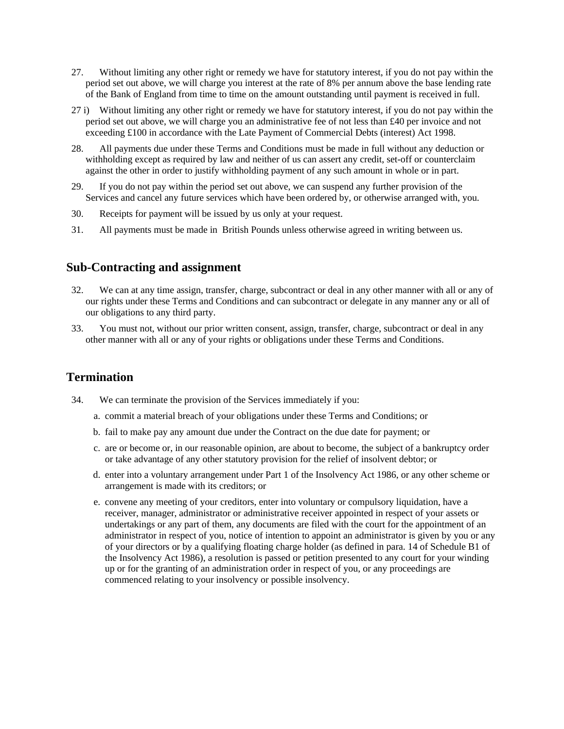27. Without limiting any other right or remedy we have for statutory interest, if you do not pay within the period set out above, we will charge you interest at the rate of 8% per annum above the base lending rate of the Bank of England from time to time on the amount outstanding until payment is received in full.

27 i) Without limiting any other right or remedy we have for statutory interest, if you do not pay within the period set out above, we will charge you an administrative fee of not less than £40 per invoice and not exceeding £100 in accordance with the Late Payment of Commercial Debts (interest) Act 1998.

28. All payments due under these Terms and Conditions must be made in full without any deduction or withholding except as required by law and neither of us can assert any credit, set-off or counterclaim against the other in order to justify withholding payment of any such amount in whole or in part.

29. If you do not pay within the period set out above, we can suspend any further provision of the Services and cancel any future services which have been ordered by, or otherwise arranged with, you.

30. Receipts for payment will be issued by us only at your request.

31. All payments must be made in British Pounds unless otherwise agreed in writing between us.

## Sub-Contracting and assignment

32. We can at any time assign, transfer, charge, subcontract or deal in any other manner with all or any of our rights under these Terms and Conditions and can subcontract or delegate in any manner any or all of our obligations to any third party.

33. You must not, without our prior written consent, assign, transfer, charge, subcontract or deal in any other manner with all or any of your rights or obligations under these Terms and Conditions.

## Termination

34. We can terminate the provision of the Services immediately if you:

    a. commit a material breach of your obligations under these Terms and Conditions; or

    b. fail to make pay any amount due under the Contract on the due date for payment; or

    c. are or become or, in our reasonable opinion, are about to become, the subject of a bankruptcy order or take advantage of any other statutory provision for the relief of insolvent debtor; or

    d. enter into a voluntary arrangement under Part 1 of the Insolvency Act 1986, or any other scheme or arrangement is made with its creditors; or

    e. convene any meeting of your creditors, enter into voluntary or compulsory liquidation, have a receiver, manager, administrator or administrative receiver appointed in respect of your assets or undertakings or any part of them, any documents are filed with the court for the appointment of an administrator in respect of you, notice of intention to appoint an administrator is given by you or any of your directors or by a qualifying floating charge holder (as defined in para. 14 of Schedule B1 of the Insolvency Act 1986), a resolution is passed or petition presented to any court for your winding up or for the granting of an administration order in respect of you, or any proceedings are commenced relating to your insolvency or possible insolvency.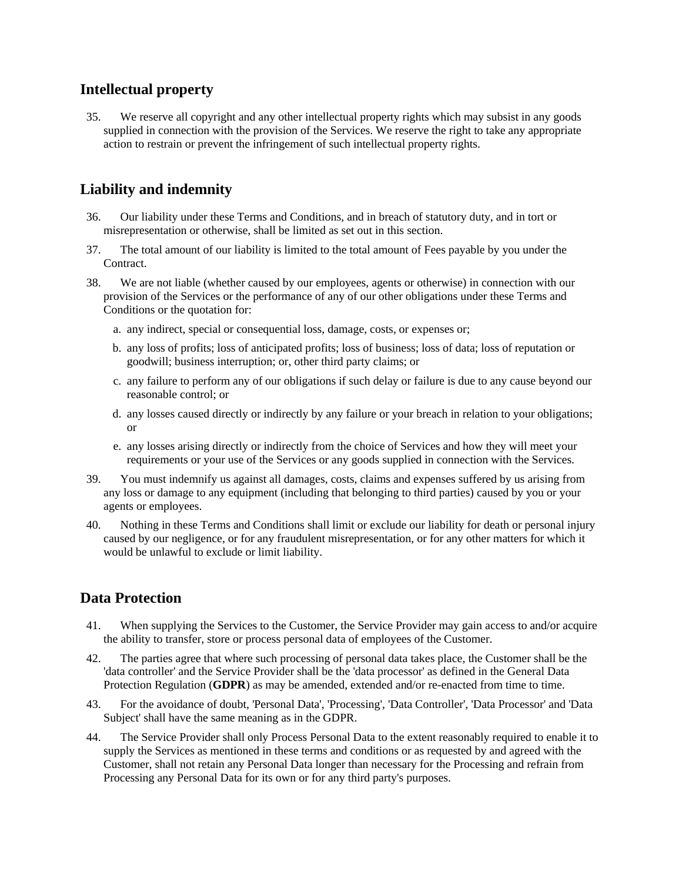## Intellectual property

35. We reserve all copyright and any other intellectual property rights which may subsist in any goods supplied in connection with the provision of the Services. We reserve the right to take any appropriate action to restrain or prevent the infringement of such intellectual property rights.

## Liability and indemnity

36. Our liability under these Terms and Conditions, and in breach of statutory duty, and in tort or misrepresentation or otherwise, shall be limited as set out in this section.

37. The total amount of our liability is limited to the total amount of Fees payable by you under the Contract.

38. We are not liable (whether caused by our employees, agents or otherwise) in connection with our provision of the Services or the performance of any of our other obligations under these Terms and Conditions or the quotation for:

    a. any indirect, special or consequential loss, damage, costs, or expenses or;

    b. any loss of profits; loss of anticipated profits; loss of business; loss of data; loss of reputation or goodwill; business interruption; or, other third party claims; or

    c. any failure to perform any of our obligations if such delay or failure is due to any cause beyond our reasonable control; or

    d. any losses caused directly or indirectly by any failure or your breach in relation to your obligations; or

    e. any losses arising directly or indirectly from the choice of Services and how they will meet your requirements or your use of the Services or any goods supplied in connection with the Services.

39. You must indemnify us against all damages, costs, claims and expenses suffered by us arising from any loss or damage to any equipment (including that belonging to third parties) caused by you or your agents or employees.

40. Nothing in these Terms and Conditions shall limit or exclude our liability for death or personal injury caused by our negligence, or for any fraudulent misrepresentation, or for any other matters for which it would be unlawful to exclude or limit liability.

## Data Protection

41. When supplying the Services to the Customer, the Service Provider may gain access to and/or acquire the ability to transfer, store or process personal data of employees of the Customer.

42. The parties agree that where such processing of personal data takes place, the Customer shall be the 'data controller' and the Service Provider shall be the 'data processor' as defined in the General Data Protection Regulation (**GDPR**) as may be amended, extended and/or re-enacted from time to time.

43. For the avoidance of doubt, 'Personal Data', 'Processing', 'Data Controller', 'Data Processor' and 'Data Subject' shall have the same meaning as in the GDPR.

44. The Service Provider shall only Process Personal Data to the extent reasonably required to enable it to supply the Services as mentioned in these terms and conditions or as requested by and agreed with the Customer, shall not retain any Personal Data longer than necessary for the Processing and refrain from Processing any Personal Data for its own or for any third party's purposes.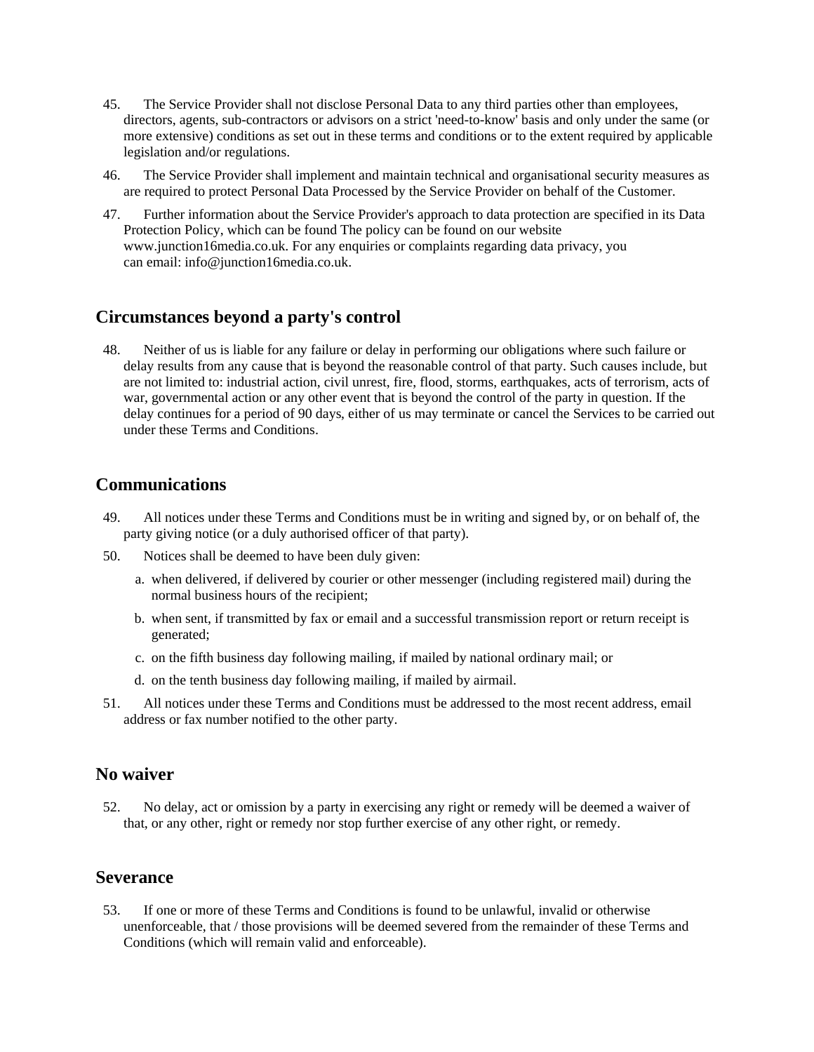45. The Service Provider shall not disclose Personal Data to any third parties other than employees, directors, agents, sub-contractors or advisors on a strict 'need-to-know' basis and only under the same (or more extensive) conditions as set out in these terms and conditions or to the extent required by applicable legislation and/or regulations.

46. The Service Provider shall implement and maintain technical and organisational security measures as are required to protect Personal Data Processed by the Service Provider on behalf of the Customer.

47. Further information about the Service Provider's approach to data protection are specified in its Data Protection Policy, which can be found The policy can be found on our website www.junction16media.co.uk. For any enquiries or complaints regarding data privacy, you can email: info@junction16media.co.uk.

## Circumstances beyond a party's control

48. Neither of us is liable for any failure or delay in performing our obligations where such failure or delay results from any cause that is beyond the reasonable control of that party. Such causes include, but are not limited to: industrial action, civil unrest, fire, flood, storms, earthquakes, acts of terrorism, acts of war, governmental action or any other event that is beyond the control of the party in question. If the delay continues for a period of 90 days, either of us may terminate or cancel the Services to be carried out under these Terms and Conditions.

## Communications

49. All notices under these Terms and Conditions must be in writing and signed by, or on behalf of, the party giving notice (or a duly authorised officer of that party).

50. Notices shall be deemed to have been duly given:

   a. when delivered, if delivered by courier or other messenger (including registered mail) during the normal business hours of the recipient;

   b. when sent, if transmitted by fax or email and a successful transmission report or return receipt is generated;

   c. on the fifth business day following mailing, if mailed by national ordinary mail; or

   d. on the tenth business day following mailing, if mailed by airmail.

51. All notices under these Terms and Conditions must be addressed to the most recent address, email address or fax number notified to the other party.

## No waiver

52. No delay, act or omission by a party in exercising any right or remedy will be deemed a waiver of that, or any other, right or remedy nor stop further exercise of any other right, or remedy.

## Severance

53. If one or more of these Terms and Conditions is found to be unlawful, invalid or otherwise unenforceable, that / those provisions will be deemed severed from the remainder of these Terms and Conditions (which will remain valid and enforceable).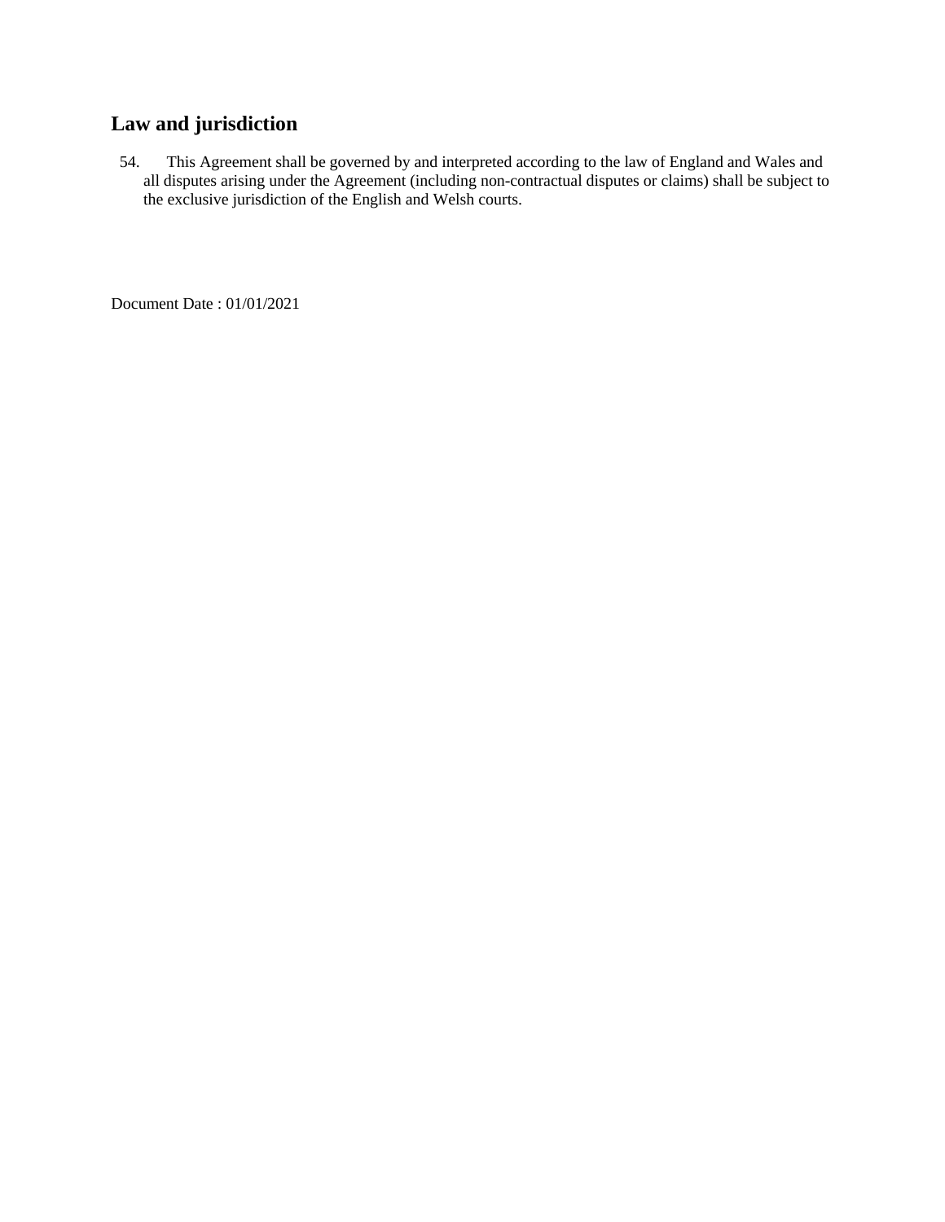## Law and jurisdiction

54. This Agreement shall be governed by and interpreted according to the law of England and Wales and all disputes arising under the Agreement (including non-contractual disputes or claims) shall be subject to the exclusive jurisdiction of the English and Welsh courts.

Document Date : 01/01/2021